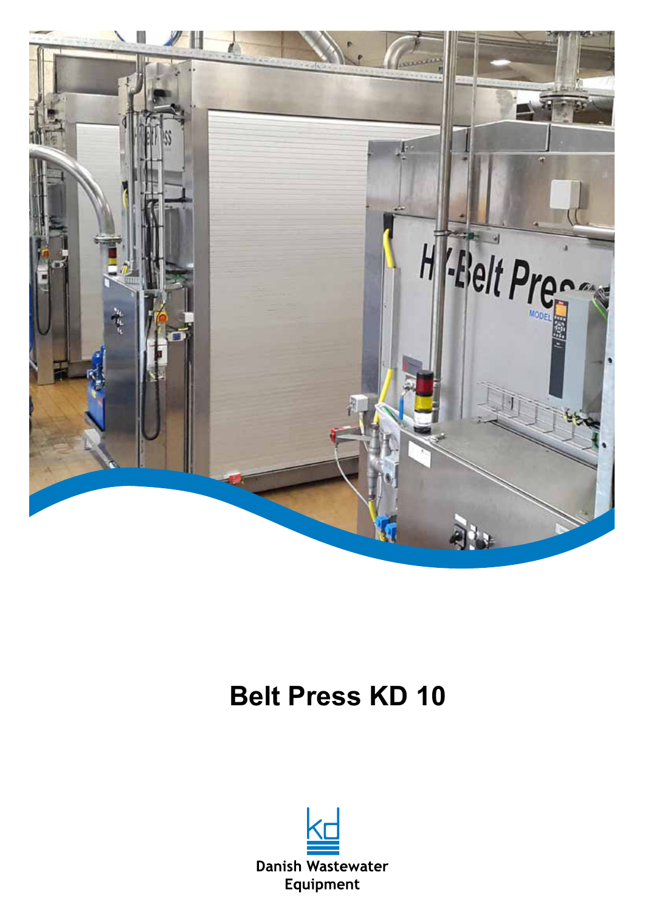# Belt Press KD 10

Danish Wastewater Equipment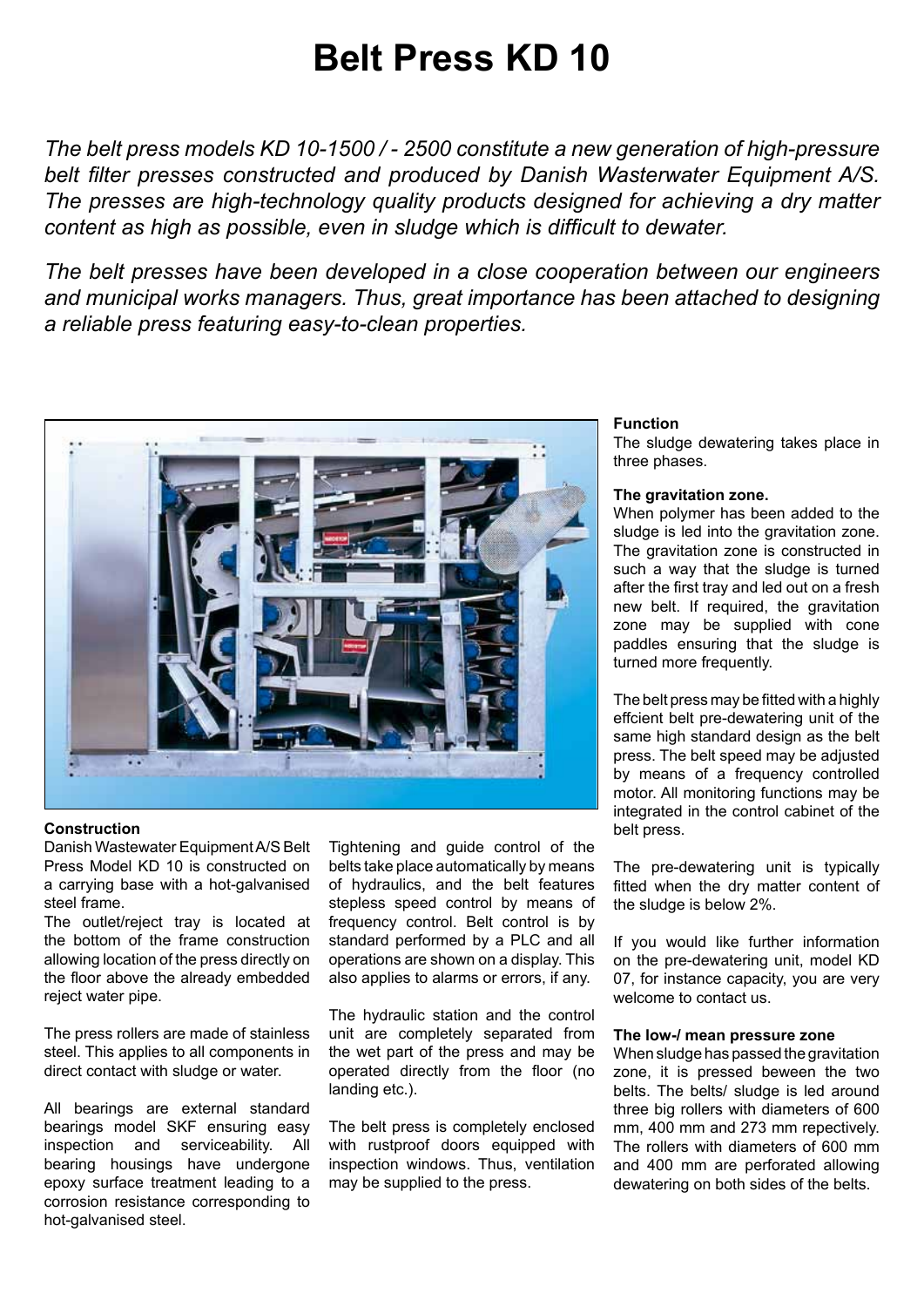# Belt Press KD 10

*The belt press models KD 10-1500 / - 2500 constitute a new generation of high-pressure belt filter presses constructed and produced by Danish Wasterwater Equipment A/S. The presses are high-technology quality products designed for achieving a dry matter content as high as possible, even in sludge which is difficult to dewater.*

*The belt presses have been developed in a close cooperation between our engineers and municipal works managers. Thus, great importance has been attached to designing a reliable press featuring easy-to-clean properties.*

**Construction**

Danish Wastewater Equipment A/S Belt Press Model KD 10 is constructed on a carrying base with a hot-galvanised steel frame.

The outlet/reject tray is located at the bottom of the frame construction allowing location of the press directly on the floor above the already embedded reject water pipe.

The press rollers are made of stainless steel. This applies to all components in direct contact with sludge or water.

All bearings are external standard bearings model SKF ensuring easy inspection and serviceability. All bearing housings have undergone epoxy surface treatment leading to a corrosion resistance corresponding to hot-galvanised steel.

Tightening and guide control of the belts take place automatically by means of hydraulics, and the belt features stepless speed control by means of frequency control. Belt control is by standard performed by a PLC and all operations are shown on a display. This also applies to alarms or errors, if any.

The hydraulic station and the control unit are completely separated from the wet part of the press and may be operated directly from the floor (no landing etc.).

The belt press is completely enclosed with rustproof doors equipped with inspection windows. Thus, ventilation may be supplied to the press.

**Function**

The sludge dewatering takes place in three phases.

**The gravitation zone.**

When polymer has been added to the sludge is led into the gravitation zone. The gravitation zone is constructed in such a way that the sludge is turned after the first tray and led out on a fresh new belt. If required, the gravitation zone may be supplied with cone paddles ensuring that the sludge is turned more frequently.

The belt press may be fitted with a highly effcient belt pre-dewatering unit of the same high standard design as the belt press. The belt speed may be adjusted by means of a frequency controlled motor. All monitoring functions may be integrated in the control cabinet of the belt press.

The pre-dewatering unit is typically fitted when the dry matter content of the sludge is below 2%.

If you would like further information on the pre-dewatering unit, model KD 07, for instance capacity, you are very welcome to contact us.

**The low-/ mean pressure zone**

When sludge has passed the gravitation zone, it is pressed beween the two belts. The belts/ sludge is led around three big rollers with diameters of 600 mm, 400 mm and 273 mm repectively. The rollers with diameters of 600 mm and 400 mm are perforated allowing dewatering on both sides of the belts.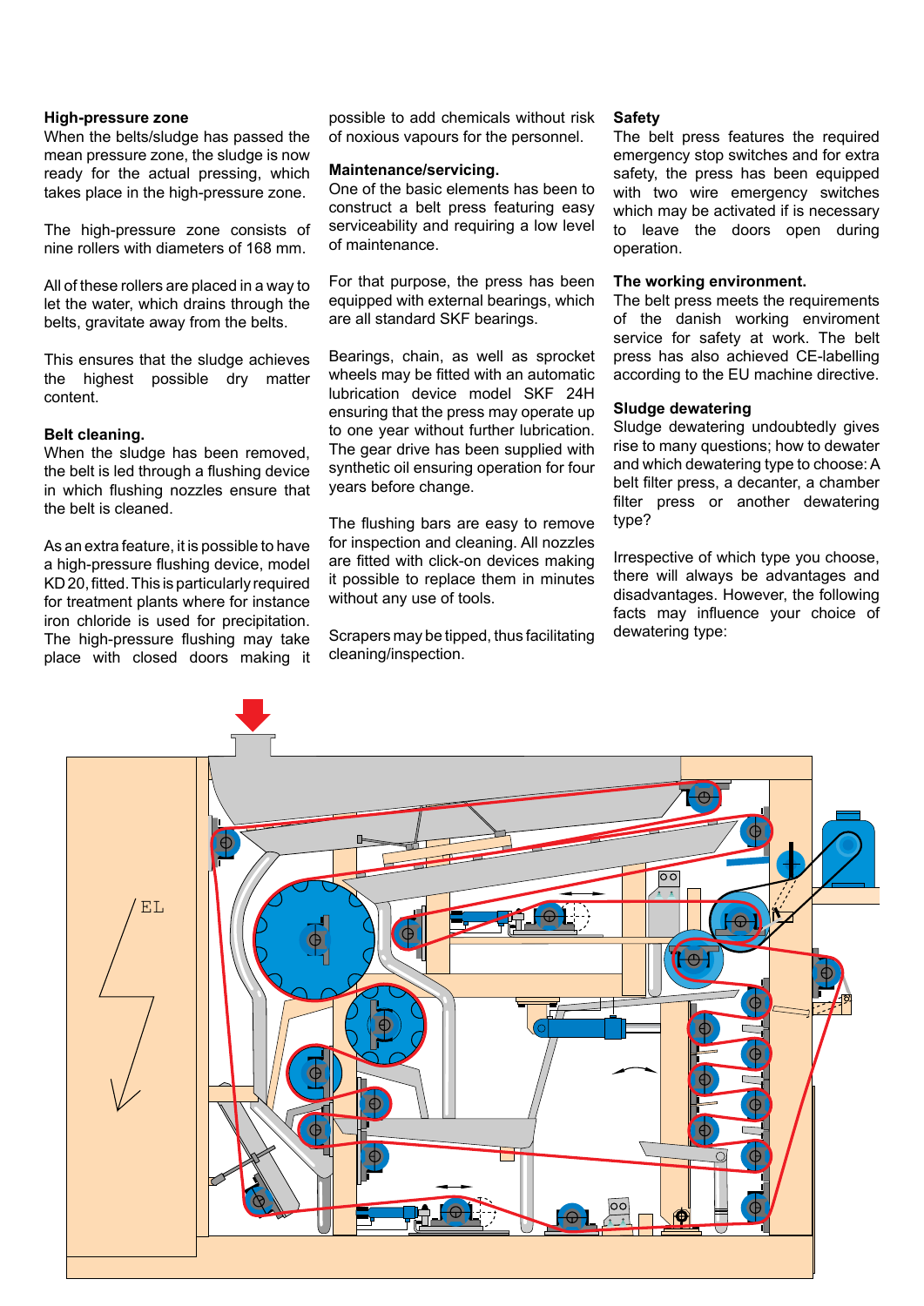**High-pressure zone**
When the belts/sludge has passed the mean pressure zone, the sludge is now ready for the actual pressing, which takes place in the high-pressure zone.

The high-pressure zone consists of nine rollers with diameters of 168 mm.

All of these rollers are placed in a way to let the water, which drains through the belts, gravitate away from the belts.

This ensures that the sludge achieves the highest possible dry matter content.

**Belt cleaning.**
When the sludge has been removed, the belt is led through a flushing device in which flushing nozzles ensure that the belt is cleaned.

As an extra feature, it is possible to have a high-pressure flushing device, model KD 20, fitted. This is particularly required for treatment plants where for instance iron chloride is used for precipitation. The high-pressure flushing may take place with closed doors making it possible to add chemicals without risk of noxious vapours for the personnel.

**Maintenance/servicing.**
One of the basic elements has been to construct a belt press featuring easy serviceability and requiring a low level of maintenance.

For that purpose, the press has been equipped with external bearings, which are all standard SKF bearings.

Bearings, chain, as well as sprocket wheels may be fitted with an automatic lubrication device model SKF 24H ensuring that the press may operate up to one year without further lubrication. The gear drive has been supplied with synthetic oil ensuring operation for four years before change.

The flushing bars are easy to remove for inspection and cleaning. All nozzles are fitted with click-on devices making it possible to replace them in minutes without any use of tools.

Scrapers may be tipped, thus facilitating cleaning/inspection.

**Safety**
The belt press features the required emergency stop switches and for extra safety, the press has been equipped with two wire emergency switches which may be activated if is necessary to leave the doors open during operation.

**The working environment.**
The belt press meets the requirements of the danish working enviroment service for safety at work. The belt press has also achieved CE-labelling according to the EU machine directive.

**Sludge dewatering**
Sludge dewatering undoubtedly gives rise to many questions; how to dewater and which dewatering type to choose: A belt filter press, a decanter, a chamber filter press or another dewatering type?

Irrespective of which type you choose, there will always be advantages and disadvantages. However, the following facts may influence your choice of dewatering type: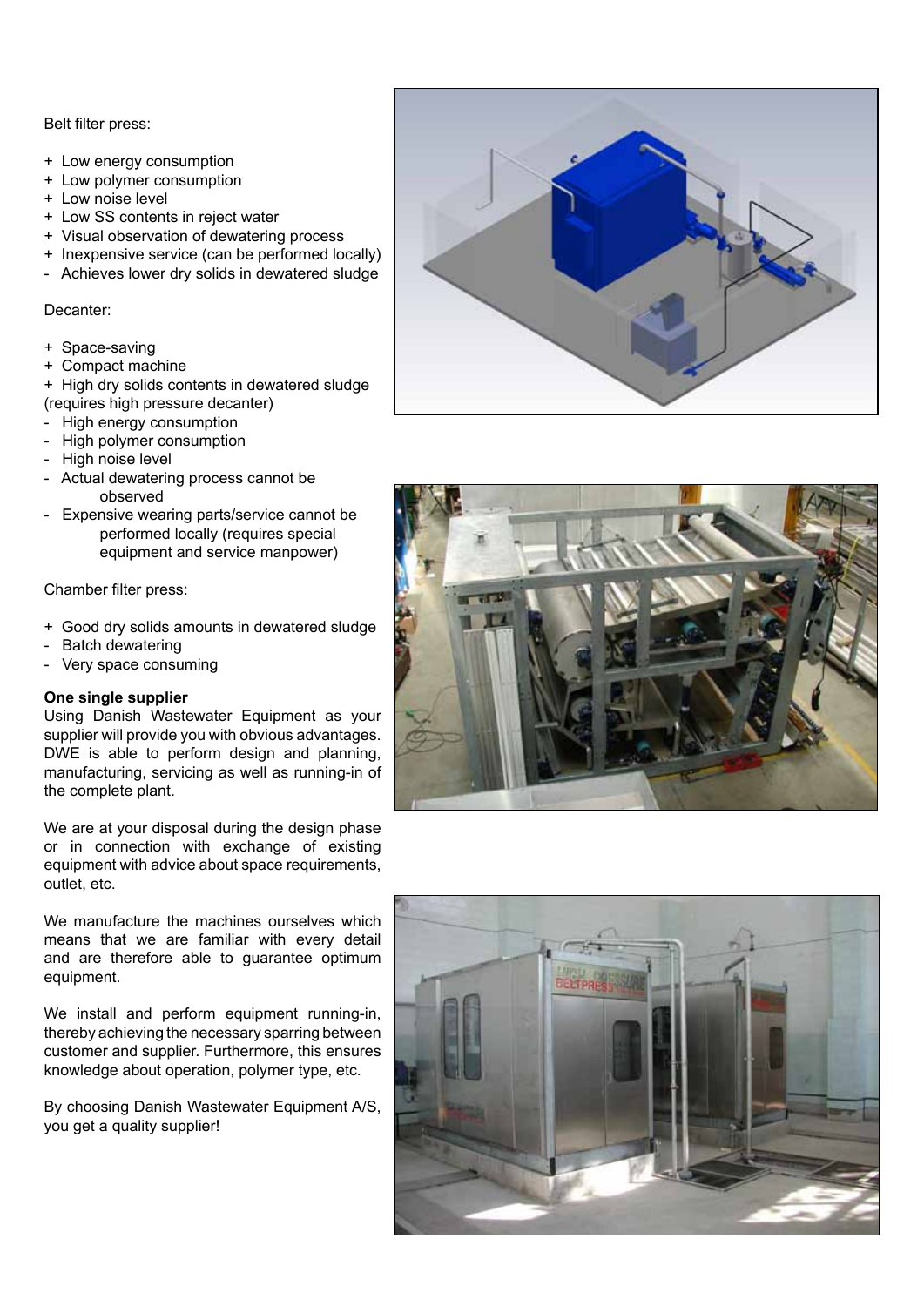Belt filter press:

- \+ Low energy consumption
- \+ Low polymer consumption
- \+ Low noise level
- \+ Low SS contents in reject water
- \+ Visual observation of dewatering process
- \+ Inexpensive service (can be performed locally)
- \- Achieves lower dry solids in dewatered sludge

Decanter:

- \+ Space-saving
- \+ Compact machine
- \+ High dry solids contents in dewatered sludge (requires high pressure decanter)
- \- High energy consumption
- \- High polymer consumption
- \- High noise level
- \- Actual dewatering process cannot be observed
- \- Expensive wearing parts/service cannot be performed locally (requires special equipment and service manpower)

Chamber filter press:

- \+ Good dry solids amounts in dewatered sludge
- \- Batch dewatering
- \- Very space consuming

**One single supplier**

Using Danish Wastewater Equipment as your supplier will provide you with obvious advantages. DWE is able to perform design and planning, manufacturing, servicing as well as running-in of the complete plant.

We are at your disposal during the design phase or in connection with exchange of existing equipment with advice about space requirements, outlet, etc.

We manufacture the machines ourselves which means that we are familiar with every detail and are therefore able to guarantee optimum equipment.

We install and perform equipment running-in, thereby achieving the necessary sparring between customer and supplier. Furthermore, this ensures knowledge about operation, polymer type, etc.

By choosing Danish Wastewater Equipment A/S, you get a quality supplier!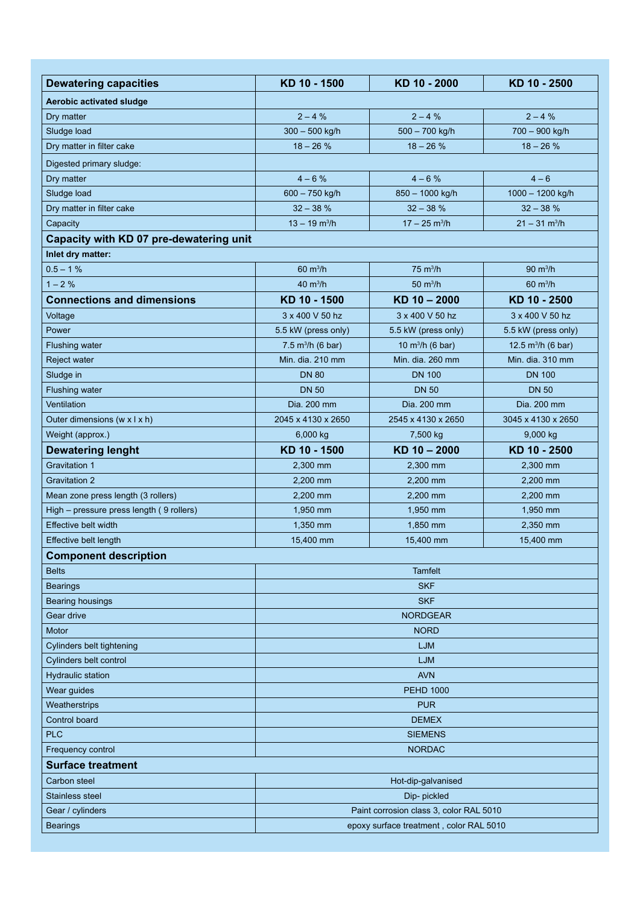| Dewatering capacities | KD 10 - 1500 | KD 10 - 2000 | KD 10 - 2500 |
|---|---|---|---|
| **Aerobic activated sludge** | | | |
| Dry matter | 2 – 4 % | 2 – 4 % | 2 – 4 % |
| Sludge load | 300 – 500 kg/h | 500 – 700 kg/h | 700 – 900 kg/h |
| Dry matter in filter cake | 18 – 26 % | 18 – 26 % | 18 – 26 % |
| Digested primary sludge: | | | |
| Dry matter | 4 – 6 % | 4 – 6 % | 4 – 6 |
| Sludge load | 600 – 750 kg/h | 850 – 1000 kg/h | 1000 – 1200 kg/h |
| Dry matter in filter cake | 32 – 38 % | 32 – 38 % | 32 – 38 % |
| Capacity | 13 – 19 $m^3/h$ | 17 – 25 $m^3/h$ | 21 – 31 $m^3/h$ |
| **Capacity with KD 07 pre-dewatering unit** | | | |
| **Inlet dry matter:** | | | |
| 0.5 – 1 % | 60 $m^3/h$ | 75 $m^3/h$ | 90 $m^3/h$ |
| 1 – 2 % | 40 $m^3/h$ | 50 $m^3/h$ | 60 $m^3/h$ |
| **Connections and dimensions** | **KD 10 - 1500** | **KD 10 – 2000** | **KD 10 - 2500** |
| Voltage | 3 x 400 V 50 hz | 3 x 400 V 50 hz | 3 x 400 V 50 hz |
| Power | 5.5 kW (press only) | 5.5 kW (press only) | 5.5 kW (press only) |
| Flushing water | 7.5 $m^3/h$ (6 bar) | 10 $m^3/h$ (6 bar) | 12.5 $m^3/h$ (6 bar) |
| Reject water | Min. dia. 210 mm | Min. dia. 260 mm | Min. dia. 310 mm |
| Sludge in | DN 80 | DN 100 | DN 100 |
| Flushing water | DN 50 | DN 50 | DN 50 |
| Ventilation | Dia. 200 mm | Dia. 200 mm | Dia. 200 mm |
| Outer dimensions (w x l x h) | 2045 x 4130 x 2650 | 2545 x 4130 x 2650 | 3045 x 4130 x 2650 |
| Weight (approx.) | 6,000 kg | 7,500 kg | 9,000 kg |
| **Dewatering lenght** | **KD 10 - 1500** | **KD 10 – 2000** | **KD 10 - 2500** |
| Gravitation 1 | 2,300 mm | 2,300 mm | 2,300 mm |
| Gravitation 2 | 2,200 mm | 2,200 mm | 2,200 mm |
| Mean zone press length (3 rollers) | 2,200 mm | 2,200 mm | 2,200 mm |
| High – pressure press length ( 9 rollers) | 1,950 mm | 1,950 mm | 1,950 mm |
| Effective belt width | 1,350 mm | 1,850 mm | 2,350 mm |
| Effective belt length | 15,400 mm | 15,400 mm | 15,400 mm |
| **Component description** | | | |
| Belts | Tamfelt | | |
| Bearings | SKF | | |
| Bearing housings | SKF | | |
| Gear drive | NORDGEAR | | |
| Motor | NORD | | |
| Cylinders belt tightening | LJM | | |
| Cylinders belt control | LJM | | |
| Hydraulic station | AVN | | |
| Wear guides | PEHD 1000 | | |
| Weatherstrips | PUR | | |
| Control board | DEMEX | | |
| PLC | SIEMENS | | |
| Frequency control | NORDAC | | |
| **Surface treatment** | | | |
| Carbon steel | Hot-dip-galvanised | | |
| Stainless steel | Dip- pickled | | |
| Gear / cylinders | Paint corrosion class 3, color RAL 5010 | | |
| Bearings | epoxy surface treatment , color RAL 5010 | | |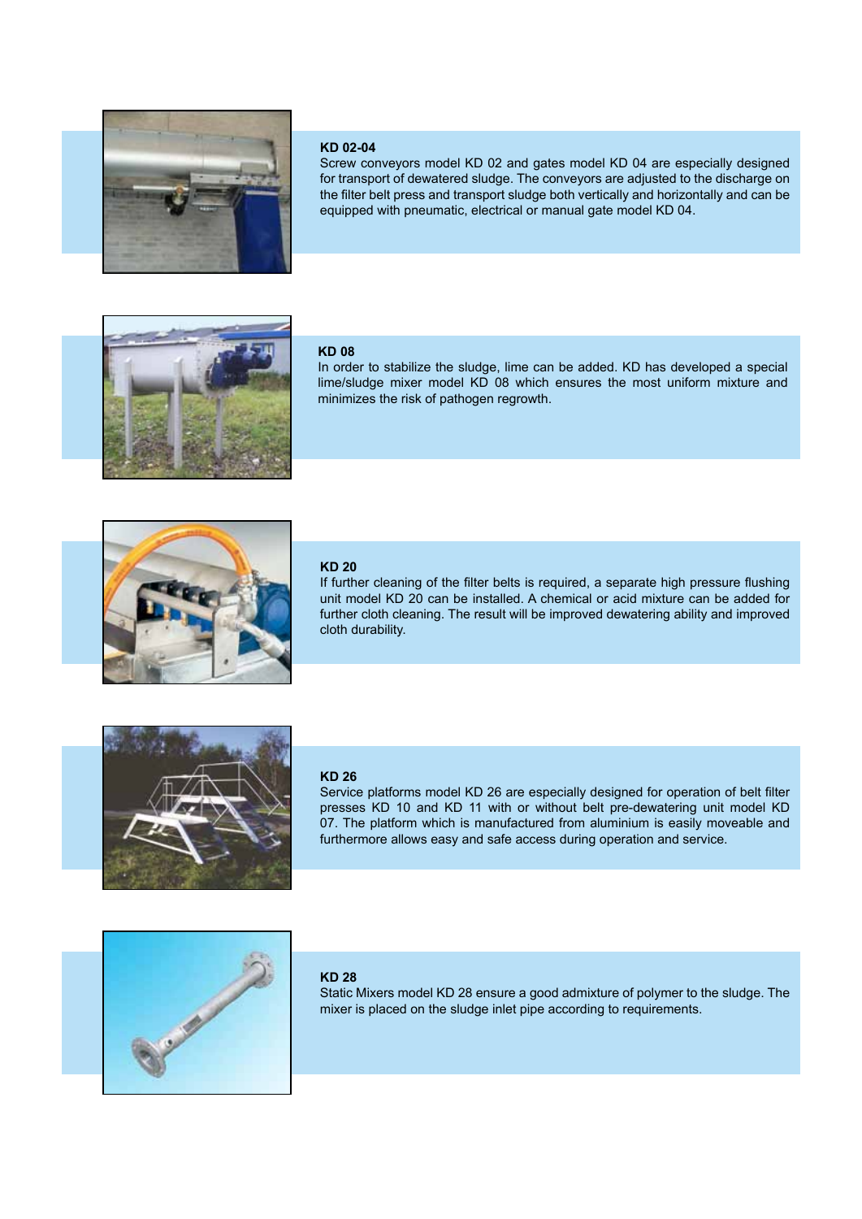### KD 02-04

Screw conveyors model KD 02 and gates model KD 04 are especially designed for transport of dewatered sludge. The conveyors are adjusted to the discharge on the filter belt press and transport sludge both vertically and horizontally and can be equipped with pneumatic, electrical or manual gate model KD 04.

### KD 08

In order to stabilize the sludge, lime can be added. KD has developed a special lime/sludge mixer model KD 08 which ensures the most uniform mixture and minimizes the risk of pathogen regrowth.

### KD 20

If further cleaning of the filter belts is required, a separate high pressure flushing unit model KD 20 can be installed. A chemical or acid mixture can be added for further cloth cleaning. The result will be improved dewatering ability and improved cloth durability.

### KD 26

Service platforms model KD 26 are especially designed for operation of belt filter presses KD 10 and KD 11 with or without belt pre-dewatering unit model KD 07. The platform which is manufactured from aluminium is easily moveable and furthermore allows easy and safe access during operation and service.

### KD 28

Static Mixers model KD 28 ensure a good admixture of polymer to the sludge. The mixer is placed on the sludge inlet pipe according to requirements.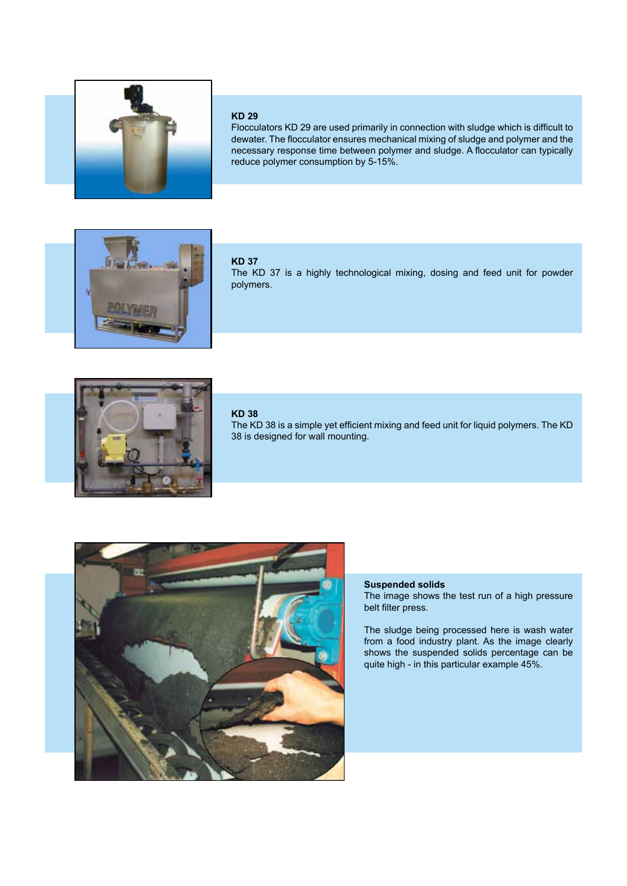### KD 29

Flocculators KD 29 are used primarily in connection with sludge which is difficult to dewater. The flocculator ensures mechanical mixing of sludge and polymer and the necessary response time between polymer and sludge. A flocculator can typically reduce polymer consumption by 5-15%.

### KD 37

The KD 37 is a highly technological mixing, dosing and feed unit for powder polymers.

### KD 38

The KD 38 is a simple yet efficient mixing and feed unit for liquid polymers. The KD 38 is designed for wall mounting.

### Suspended solids

The image shows the test run of a high pressure belt filter press.

The sludge being processed here is wash water from a food industry plant. As the image clearly shows the suspended solids percentage can be quite high - in this particular example 45%.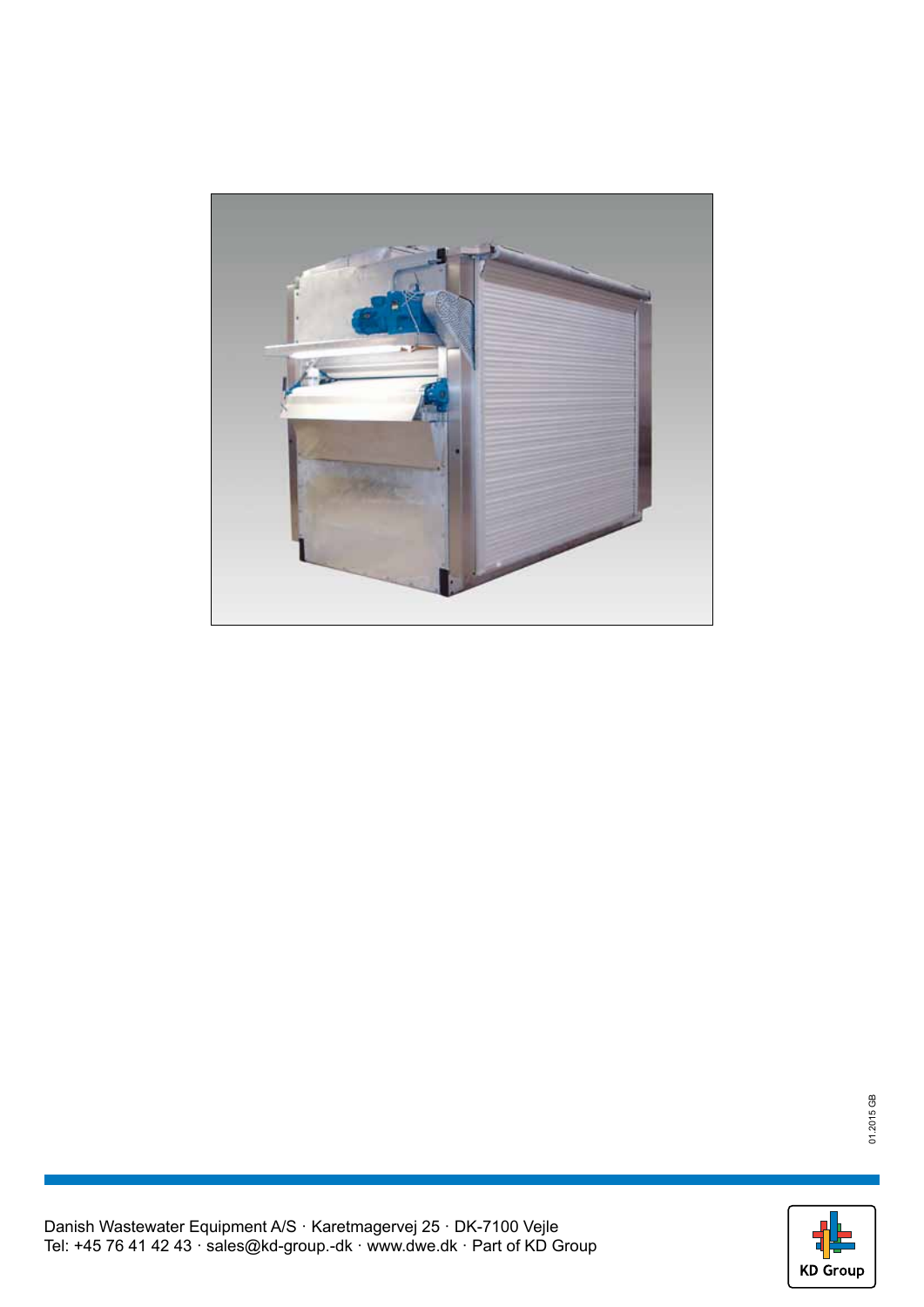Danish Wastewater Equipment A/S · Karetmagervej 25 · DK-7100 Vejle
Tel: +45 76 41 42 43 · sales@kd-group.-dk · www.dwe.dk · Part of KD Group

01.2015 GB

KD Group